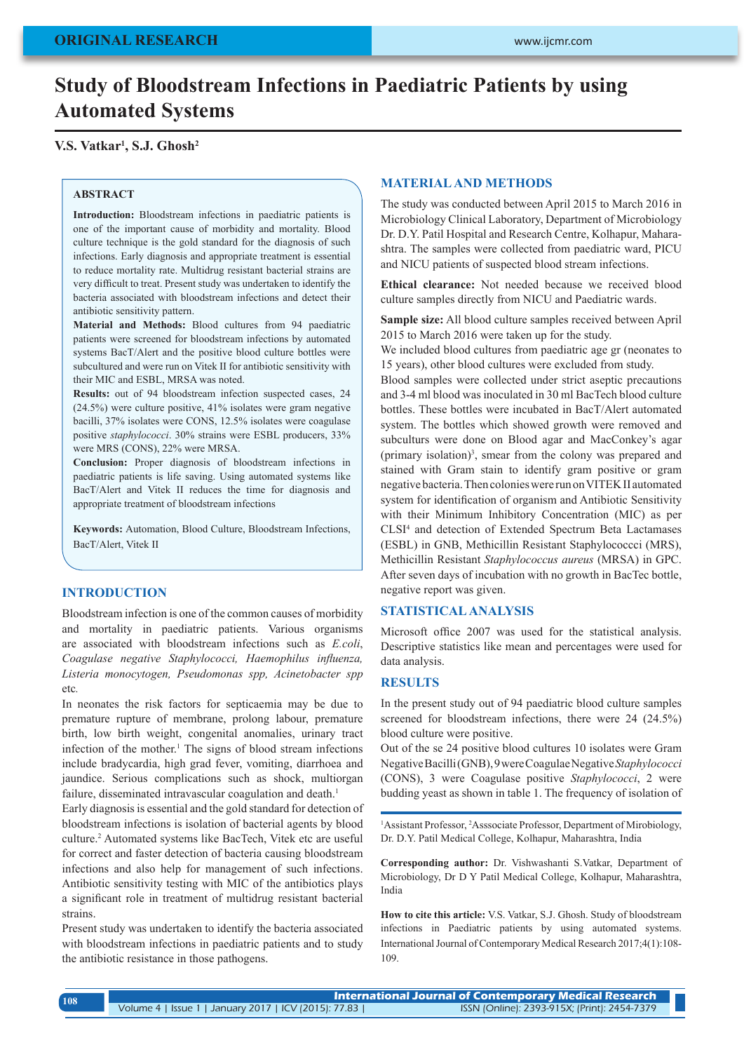ORIGINAL RESEARCH

# Study of Bloodstream Infections in Paediatric Patients by using Automated Systems

**V.S. Vatkar[1], S.J. Ghosh[2]**

## ABSTRACT

**Introduction:** Bloodstream infections in paediatric patients is one of the important cause of morbidity and mortality. Blood culture technique is the gold standard for the diagnosis of such infections. Early diagnosis and appropriate treatment is essential to reduce mortality rate. Multidrug resistant bacterial strains are very difficult to treat. Present study was undertaken to identify the bacteria associated with bloodstream infections and detect their antibiotic sensitivity pattern.

**Material and Methods:** Blood cultures from 94 paediatric patients were screened for bloodstream infections by automated systems BacT/Alert and the positive blood culture bottles were subcultured and were run on Vitek II for antibiotic sensitivity with their MIC and ESBL, MRSA was noted.

**Results:** out of 94 bloodstream infection suspected cases, 24 (24.5%) were culture positive, 41% isolates were gram negative bacilli, 37% isolates were CONS, 12.5% isolates were coagulase positive *staphylococci*. 30% strains were ESBL producers, 33% were MRS (CONS), 22% were MRSA.

**Conclusion:** Proper diagnosis of bloodstream infections in paediatric patients is life saving. Using automated systems like BacT/Alert and Vitek II reduces the time for diagnosis and appropriate treatment of bloodstream infections

**Keywords:** Automation, Blood Culture, Bloodstream Infections, BacT/Alert, Vitek II

## INTRODUCTION

Bloodstream infection is one of the common causes of morbidity and mortality in paediatric patients. Various organisms are associated with bloodstream infections such as *E.coli, Coagulase negative Staphylococci, Haemophilus influenza, Listeria monocytogen, Pseudomonas spp, Acinetobacter spp* etc.

In neonates the risk factors for septicaemia may be due to premature rupture of membrane, prolong labour, premature birth, low birth weight, congenital anomalies, urinary tract infection of the mother.[1] The signs of blood stream infections include bradycardia, high grad fever, vomiting, diarrhoea and jaundice. Serious complications such as shock, multiorgan failure, disseminated intravascular coagulation and death.[1]

Early diagnosis is essential and the gold standard for detection of bloodstream infections is isolation of bacterial agents by blood culture.[2] Automated systems like BacTech, Vitek etc are useful for correct and faster detection of bacteria causing bloodstream infections and also help for management of such infections. Antibiotic sensitivity testing with MIC of the antibiotics plays a significant role in treatment of multidrug resistant bacterial strains.

Present study was undertaken to identify the bacteria associated with bloodstream infections in paediatric patients and to study the antibiotic resistance in those pathogens.

## MATERIAL AND METHODS

The study was conducted between April 2015 to March 2016 in Microbiology Clinical Laboratory, Department of Microbiology Dr. D.Y. Patil Hospital and Research Centre, Kolhapur, Maharashtra. The samples were collected from paediatric ward, PICU and NICU patients of suspected blood stream infections.

**Ethical clearance:** Not needed because we received blood culture samples directly from NICU and Paediatric wards.

**Sample size:** All blood culture samples received between April 2015 to March 2016 were taken up for the study.

We included blood cultures from paediatric age gr (neonates to 15 years), other blood cultures were excluded from study.

Blood samples were collected under strict aseptic precautions and 3-4 ml blood was inoculated in 30 ml BacTech blood culture bottles. These bottles were incubated in BacT/Alert automated system. The bottles which showed growth were removed and subcultures were done on Blood agar and MacConkey's agar (primary isolation)[3], smear from the colony was prepared and stained with Gram stain to identify gram positive or gram negative bacteria. Then colonies were run on VITEK II automated system for identification of organism and Antibiotic Sensitivity with their Minimum Inhibitory Concentration (MIC) as per CLSI[4] and detection of Extended Spectrum Beta Lactamases (ESBL) in GNB, Methicillin Resistant Staphylococcci (MRS), Methicillin Resistant *Staphylococcus aureus* (MRSA) in GPC. After seven days of incubation with no growth in BacTec bottle, negative report was given.

## STATISTICAL ANALYSIS

Microsoft office 2007 was used for the statistical analysis. Descriptive statistics like mean and percentages were used for data analysis.

## RESULTS

In the present study out of 94 paediatric blood culture samples screened for bloodstream infections, there were 24 (24.5%) blood culture were positive.

Out of the se 24 positive blood cultures 10 isolates were Gram Negative Bacilli (GNB), 9 were Coagulae Negative *Staphylococci* (CONS), 3 were Coagulase positive *Staphylococci*, 2 were budding yeast as shown in table 1. The frequency of isolation of

---

[1]Assistant Professor, [2]Asssociate Professor, Department of Mirobiology, Dr. D.Y. Patil Medical College, Kolhapur, Maharashtra, India

**Corresponding author:** Dr. Vishwashanti S.Vatkar, Department of Microbiology, Dr D Y Patil Medical College, Kolhapur, Maharashtra, India

**How to cite this article:** V.S. Vatkar, S.J. Ghosh. Study of bloodstream infections in Paediatric patients by using automated systems. International Journal of Contemporary Medical Research 2017;4(1):108-109.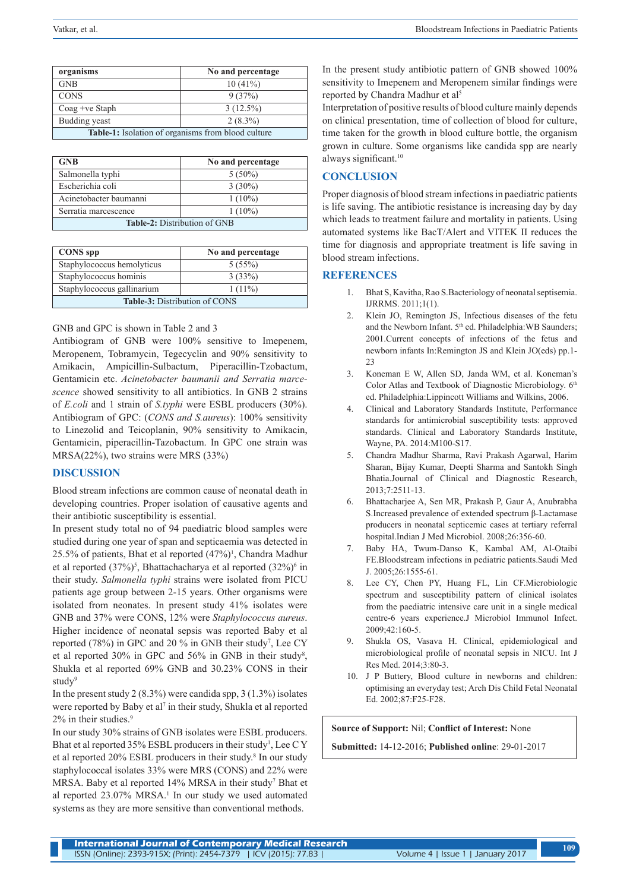| organisms | No and percentage |
|---|---|
| GNB | 10 (41%) |
| CONS | 9 (37%) |
| Coag +ve Staph | 3 (12.5%) |
| Budding yeast | 2 (8.3%) |

**Table-1:** Isolation of organisms from blood culture

| GNB | No and percentage |
|---|---|
| Salmonella typhi | 5 (50%) |
| Escherichia coli | 3 (30%) |
| Acinetobacter baumanni | 1 (10%) |
| Serratia marcescence | 1 (10%) |

**Table-2:** Distribution of GNB

| CONS spp | No and percentage |
|---|---|
| Staphylococcus hemolyticus | 5 (55%) |
| Staphylococcus hominis | 3 (33%) |
| Staphylococcus gallinarium | 1 (11%) |

**Table-3:** Distribution of CONS

GNB and GPC is shown in Table 2 and 3

Antibiogram of GNB were 100% sensitive to Imepenem, Meropenem, Tobramycin, Tegecyclin and 90% sensitivity to Amikacin, Ampicillin-Sulbactum, Piperacillin-Tzobactum, Gentamicin etc. *Acinetobacter baumanii and Serratia marcescence* showed sensitivity to all antibiotics. In GNB 2 strains of *E.coli* and 1 strain of *S.typhi* were ESBL producers (30%). Antibiogram of GPC: (*CONS and S.aureus*): 100% sensitivity to Linezolid and Teicoplanin, 90% sensitivity to Amikacin, Gentamicin, piperacillin-Tazobactum. In GPC one strain was MRSA(22%), two strains were MRS (33%)

## DISCUSSION

Blood stream infections are common cause of neonatal death in developing countries. Proper isolation of causative agents and their antibiotic susceptibility is essential.

In present study total no of 94 paediatric blood samples were studied during one year of span and septicaemia was detected in 25.5% of patients, Bhat et al reported (47%)[1], Chandra Madhur et al reported (37%)[5], Bhattachacharya et al reported (32%)[6] in their study. *Salmonella typhi* strains were isolated from PICU patients age group between 2-15 years. Other organisms were isolated from neonates. In present study 41% isolates were GNB and 37% were CONS, 12% were *Staphylococcus aureus*. Higher incidence of neonatal sepsis was reported Baby et al reported (78%) in GPC and 20 % in GNB their study[7], Lee CY et al reported 30% in GPC and 56% in GNB in their study[8], Shukla et al reported 69% GNB and 30.23% CONS in their study[9]

In the present study 2 (8.3%) were candida spp, 3 (1.3%) isolates were reported by Baby et al[7] in their study, Shukla et al reported 2% in their studies.[9]

In our study 30% strains of GNB isolates were ESBL producers. Bhat et al reported 35% ESBL producers in their study[1], Lee C Y et al reported 20% ESBL producers in their study.[8] In our study staphylococcal isolates 33% were MRS (CONS) and 22% were MRSA. Baby et al reported 14% MRSA in their study[7] Bhat et al reported 23.07% MRSA.[1] In our study we used automated systems as they are more sensitive than conventional methods.

In the present study antibiotic pattern of GNB showed 100% sensitivity to Imepenem and Meropenem similar findings were reported by Chandra Madhur et al[5]

Interpretation of positive results of blood culture mainly depends on clinical presentation, time of collection of blood for culture, time taken for the growth in blood culture bottle, the organism grown in culture. Some organisms like candida spp are nearly always significant.[10]

## CONCLUSION

Proper diagnosis of blood stream infections in paediatric patients is life saving. The antibiotic resistance is increasing day by day which leads to treatment failure and mortality in patients. Using automated systems like BacT/Alert and VITEK II reduces the time for diagnosis and appropriate treatment is life saving in blood stream infections.

## REFERENCES

1. Bhat S, Kavitha, Rao S.Bacteriology of neonatal septisemia. IJRRMS. 2011;1(1).
2. Klein JO, Remington JS, Infectious diseases of the fetu and the Newborn Infant. 5th ed. Philadelphia:WB Saunders; 2001.Current concepts of infections of the fetus and newborn infants In:Remington JS and Klein JO(eds) pp.1-23
3. Koneman E W, Allen SD, Janda WM, et al. Koneman's Color Atlas and Textbook of Diagnostic Microbiology. 6th ed. Philadelphia:Lippincott Williams and Wilkins, 2006.
4. Clinical and Laboratory Standards Institute, Performance standards for antimicrobial susceptibility tests: approved standards. Clinical and Laboratory Standards Institute, Wayne, PA. 2014:M100-S17.
5. Chandra Madhur Sharma, Ravi Prakash Agarwal, Harim Sharan, Bijay Kumar, Deepti Sharma and Santokh Singh Bhatia.Journal of Clinical and Diagnostic Research, 2013;7:2511-13.
6. Bhattacharjee A, Sen MR, Prakash P, Gaur A, Anubrabha S.Increased prevalence of extended spectrum β-Lactamase producers in neonatal septicemic cases at tertiary referral hospital.Indian J Med Microbiol. 2008;26:356-60.
7. Baby HA, Twum-Danso K, Kambal AM, Al-Otaibi FE.Bloodstream infections in pediatric patients.Saudi Med J. 2005;26:1555-61.
8. Lee CY, Chen PY, Huang FL, Lin CF.Microbiologic spectrum and susceptibility pattern of clinical isolates from the paediatric intensive care unit in a single medical centre-6 years experience.J Microbiol Immunol Infect. 2009;42:160-5.
9. Shukla OS, Vasava H. Clinical, epidemiological and microbiological profile of neonatal sepsis in NICU. Int J Res Med. 2014;3:80-3.
10. J P Buttery, Blood culture in newborns and children: optimising an everyday test; Arch Dis Child Fetal Neonatal Ed. 2002;87:F25-F28.

**Source of Support:** Nil; **Conflict of Interest:** None

**Submitted:** 14-12-2016; **Published online**: 29-01-2017